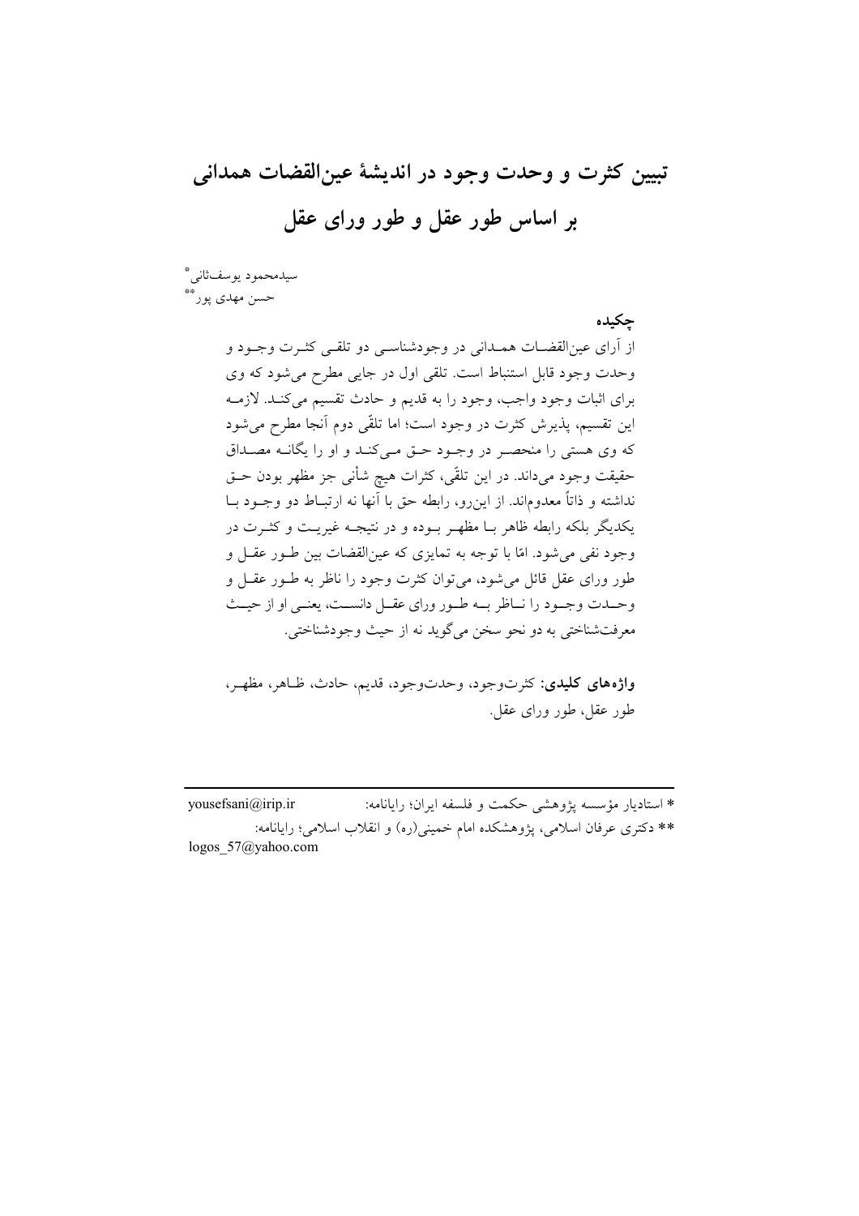# تبیین کثرت و وحدت وجود در اندیشهٔ عین‌القضات همدانی بر اساس طور عقل و طور ورای عقل

سیدمحمود یوسف‌ثانی*

حسن مهدی پور**

## چکیده

از آرای عین‌القضات همدانی در وجودشناسی دو تلقی کثرت وجود و وحدت وجود قابل استنباط است. تلقی اول در جایی مطرح می‌شود که وی برای اثبات وجود واجب، وجود را به قدیم و حادث تقسیم می‌کند. لازمه این تقسیم، پذیرش کثرت در وجود است؛ اما تلقّی دوم آنجا مطرح می‌شود که وی هستی را منحصر در وجود حق می‌کند و او را یگانه مصداق حقیقت وجود می‌داند. در این تلقّی، کثرات هیچ شأنی جز مظهر بودن حق نداشته و ذاتاً معدوم‌اند. از این‌رو، رابطه حق با آنها نه ارتباط دو وجود با یکدیگر بلکه رابطه ظاهر با مظهر بوده و در نتیجه غیریت و کثرت در وجود نفی می‌شود. امّا با توجه به تمایزی که عین‌القضات بین طور عقل و طور ورای عقل قائل می‌شود، می‌توان کثرت وجود را ناظر به طور عقل و وحدت وجود را ناظر به طور ورای عقل دانست، یعنی او از حیث معرفت‌شناختی به دو نحو سخن می‌گوید نه از حیث وجودشناختی.

**واژه‌های کلیدی:** کثرت‌وجود، وحدت‌وجود، قدیم، حادث، ظاهر، مظهر، طور عقل، طور ورای عقل.

---

* استادیار مؤسسه پژوهشی حکمت و فلسفه ایران؛ رایانامه: yousefsani@irip.ir

** دکتری عرفان اسلامی، پژوهشکده امام خمینی(ره) و انقلاب اسلامی؛ رایانامه: logos_57@yahoo.com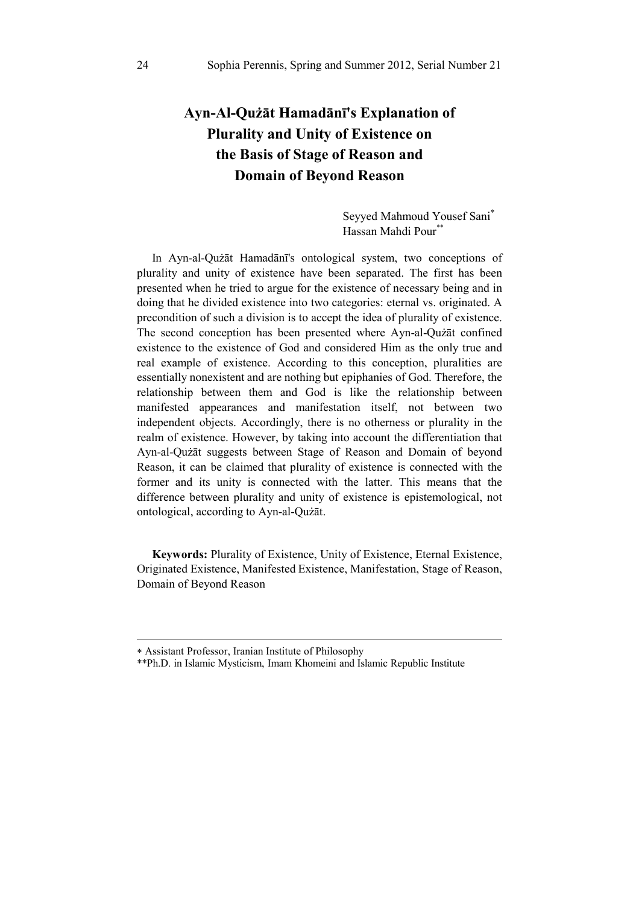# Ayn-Al-Qużāt Hamadānī's Explanation of Plurality and Unity of Existence on the Basis of Stage of Reason and Domain of Beyond Reason

Seyyed Mahmoud Yousef Sani[*]
Hassan Mahdi Pour[**]

In Ayn-al-Qużāt Hamadānī's ontological system, two conceptions of plurality and unity of existence have been separated. The first has been presented when he tried to argue for the existence of necessary being and in doing that he divided existence into two categories: eternal vs. originated. A precondition of such a division is to accept the idea of plurality of existence. The second conception has been presented where Ayn-al-Qużāt confined existence to the existence of God and considered Him as the only true and real example of existence. According to this conception, pluralities are essentially nonexistent and are nothing but epiphanies of God. Therefore, the relationship between them and God is like the relationship between manifested appearances and manifestation itself, not between two independent objects. Accordingly, there is no otherness or plurality in the realm of existence. However, by taking into account the differentiation that Ayn-al-Qużāt suggests between Stage of Reason and Domain of beyond Reason, it can be claimed that plurality of existence is connected with the former and its unity is connected with the latter. This means that the difference between plurality and unity of existence is epistemological, not ontological, according to Ayn-al-Qużāt.

**Keywords:** Plurality of Existence, Unity of Existence, Eternal Existence, Originated Existence, Manifested Existence, Manifestation, Stage of Reason, Domain of Beyond Reason

---

[*] Assistant Professor, Iranian Institute of Philosophy

[**] Ph.D. in Islamic Mysticism, Imam Khomeini and Islamic Republic Institute